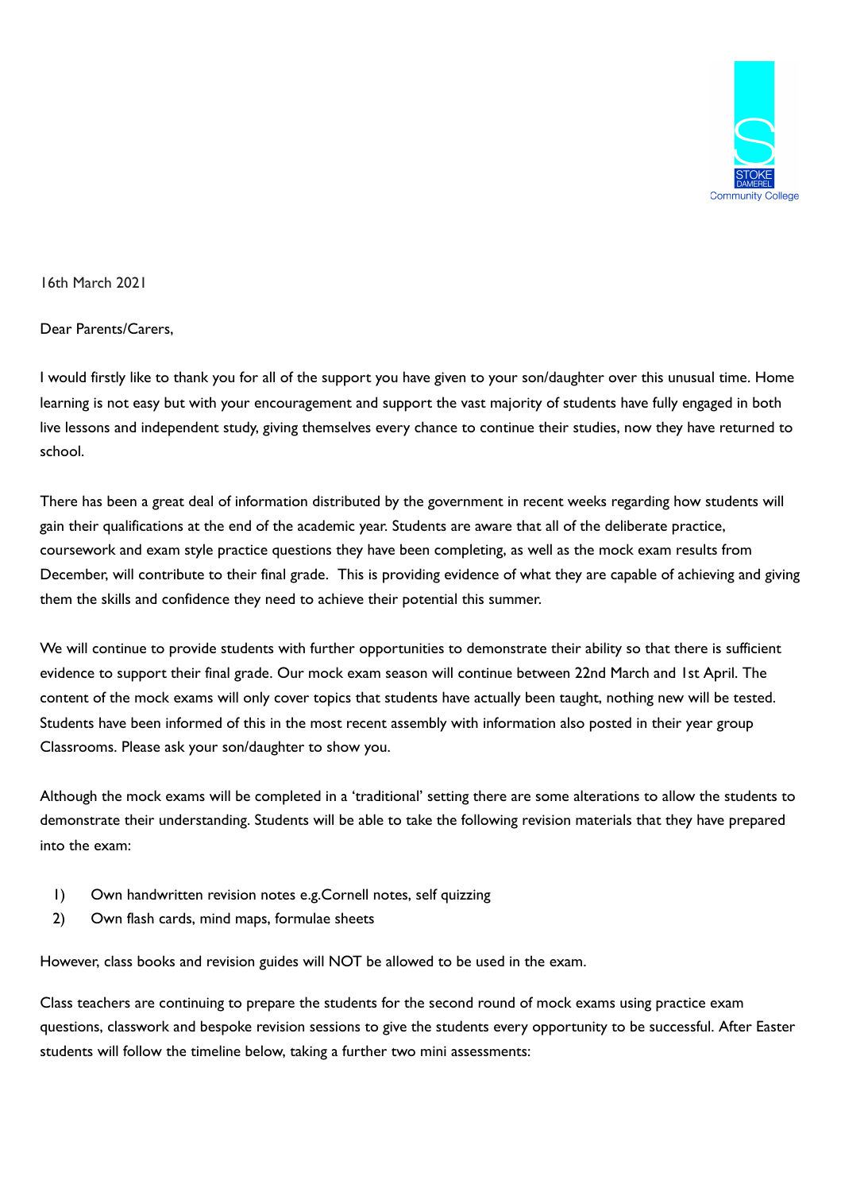STOKE DAMEREL Community College

16th March 2021

Dear Parents/Carers,

I would firstly like to thank you for all of the support you have given to your son/daughter over this unusual time. Home learning is not easy but with your encouragement and support the vast majority of students have fully engaged in both live lessons and independent study, giving themselves every chance to continue their studies, now they have returned to school.

There has been a great deal of information distributed by the government in recent weeks regarding how students will gain their qualifications at the end of the academic year. Students are aware that all of the deliberate practice, coursework and exam style practice questions they have been completing, as well as the mock exam results from December, will contribute to their final grade. This is providing evidence of what they are capable of achieving and giving them the skills and confidence they need to achieve their potential this summer.

We will continue to provide students with further opportunities to demonstrate their ability so that there is sufficient evidence to support their final grade. Our mock exam season will continue between 22nd March and 1st April. The content of the mock exams will only cover topics that students have actually been taught, nothing new will be tested. Students have been informed of this in the most recent assembly with information also posted in their year group Classrooms. Please ask your son/daughter to show you.

Although the mock exams will be completed in a 'traditional' setting there are some alterations to allow the students to demonstrate their understanding. Students will be able to take the following revision materials that they have prepared into the exam:

1) Own handwritten revision notes e.g.Cornell notes, self quizzing
2) Own flash cards, mind maps, formulae sheets

However, class books and revision guides will NOT be allowed to be used in the exam.

Class teachers are continuing to prepare the students for the second round of mock exams using practice exam questions, classwork and bespoke revision sessions to give the students every opportunity to be successful. After Easter students will follow the timeline below, taking a further two mini assessments: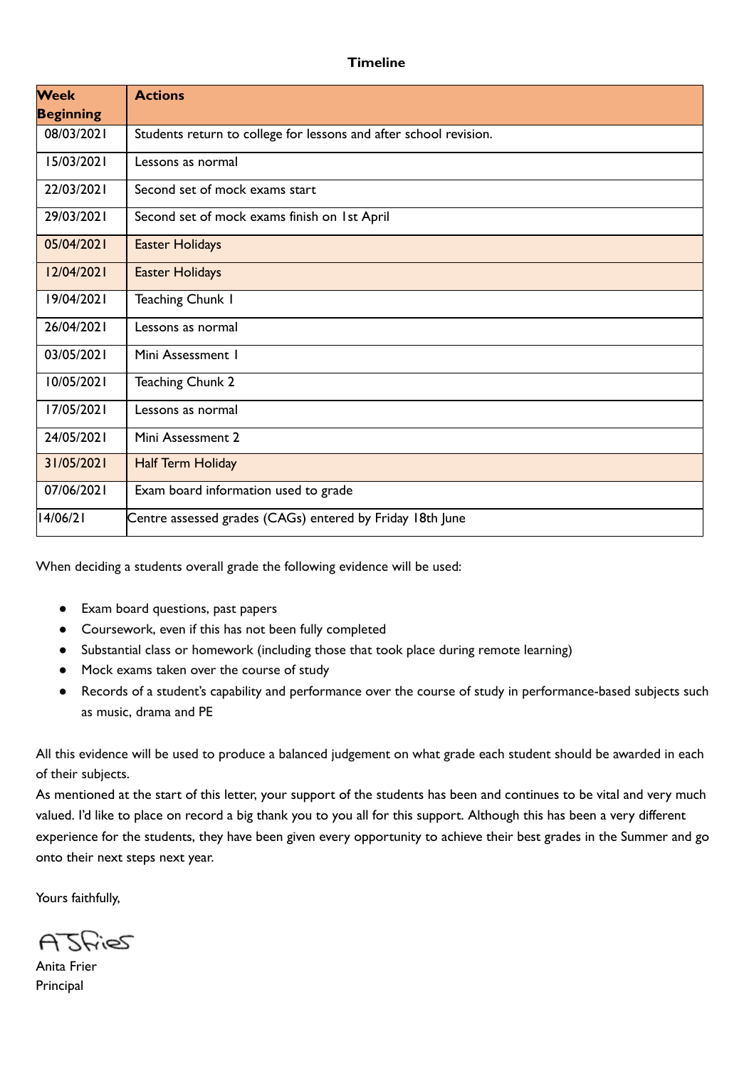**Timeline**

| Week Beginning | Actions |
| --- | --- |
| 08/03/2021 | Students return to college for lessons and after school revision. |
| 15/03/2021 | Lessons as normal |
| 22/03/2021 | Second set of mock exams start |
| 29/03/2021 | Second set of mock exams finish on 1st April |
| 05/04/2021 | Easter Holidays |
| 12/04/2021 | Easter Holidays |
| 19/04/2021 | Teaching Chunk 1 |
| 26/04/2021 | Lessons as normal |
| 03/05/2021 | Mini Assessment 1 |
| 10/05/2021 | Teaching Chunk 2 |
| 17/05/2021 | Lessons as normal |
| 24/05/2021 | Mini Assessment 2 |
| 31/05/2021 | Half Term Holiday |
| 07/06/2021 | Exam board information used to grade |
| 14/06/21 | Centre assessed grades (CAGs) entered by Friday 18th June |

When deciding a students overall grade the following evidence will be used:

- Exam board questions, past papers
- Coursework, even if this has not been fully completed
- Substantial class or homework (including those that took place during remote learning)
- Mock exams taken over the course of study
- Records of a student's capability and performance over the course of study in performance-based subjects such as music, drama and PE

All this evidence will be used to produce a balanced judgement on what grade each student should be awarded in each of their subjects.

As mentioned at the start of this letter, your support of the students has been and continues to be vital and very much valued. I'd like to place on record a big thank you to you all for this support. Although this has been a very different experience for the students, they have been given every opportunity to achieve their best grades in the Summer and go onto their next steps next year.

Yours faithfully,

AJFrier

Anita Frier
Principal